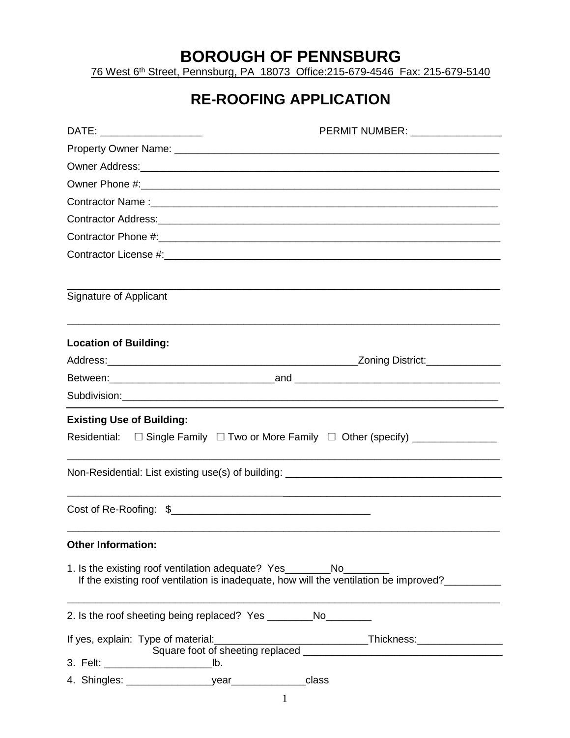# BOROUGH OF PENNSBURG

76 West 6th Street, Pennsburg, PA 18073 Office:215-679-4546 Fax: 215-679-5140

## RE-ROOFING APPLICATION

DATE: __________________ PERMIT NUMBER: ________________

Property Owner Name: ___________________________________________________________

Owner Address:_________________________________________________________________

Owner Phone #:_________________________________________________________________

Contractor Name :_______________________________________________________________

Contractor Address:_____________________________________________________________

Contractor Phone #:_____________________________________________________________

Contractor License #:____________________________________________________________

_______________________________________________________________________________

Signature of Applicant

---

**Location of Building:**

Address:_____________________________________________Zoning District:_____________

Between:_____________________________and ____________________________________

Subdivision:____________________________________________________________________

---

**Existing Use of Building:**

Residential: ☐ Single Family ☐ Two or More Family ☐ Other (specify) _______________

_______________________________________________________________________________

Non-Residential: List existing use(s) of building: ______________________________________

_______________________________________________________________________________

Cost of Re-Roofing: $___________________________________

---

**Other Information:**

1. Is the existing roof ventilation adequate? Yes________No________
   If the existing roof ventilation is inadequate, how will the ventilation be improved?__________

_______________________________________________________________________________

2. Is the roof sheeting being replaced? Yes ________No________

If yes, explain: Type of material:___________________________Thickness:_______________
Square foot of sheeting replaced ___________________________________

3. Felt: ___________________lb.

4. Shingles: _______________year_____________class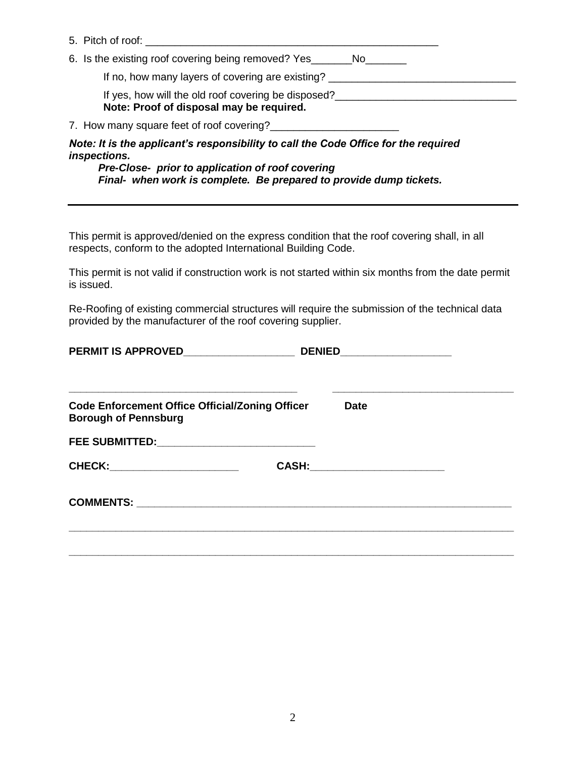5. Pitch of roof: ___________________________________________________

6. Is the existing roof covering being removed? Yes_______No_______

   If no, how many layers of covering are existing? ________________________________

   If yes, how will the old roof covering be disposed?_______________________________
   **Note: Proof of disposal may be required.**

7. How many square feet of roof covering?______________________

***Note: It is the applicant's responsibility to call the Code Office for the required inspections.***

***Pre-Close- prior to application of roof covering***

***Final- when work is complete. Be prepared to provide dump tickets.***

---

This permit is approved/denied on the express condition that the roof covering shall, in all respects, conform to the adopted International Building Code.

This permit is not valid if construction work is not started within six months from the date permit is issued.

Re-Roofing of existing commercial structures will require the submission of the technical data provided by the manufacturer of the roof covering supplier.

**PERMIT IS APPROVED**___________________ **DENIED**___________________

_______________________________________ _______________________________

**Code Enforcement Office Official/Zoning Officer** **Date**
**Borough of Pennsburg**

**FEE SUBMITTED:**___________________________

**CHECK:**______________________ **CASH:**_______________________

**COMMENTS:** ____________________________________________________________________

_______________________________________________________________________________

_______________________________________________________________________________